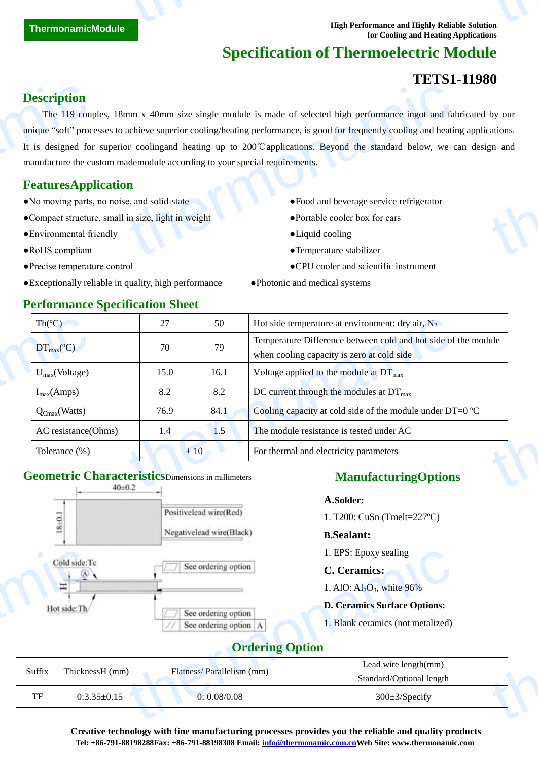ThermonamicModule

High Performance and Highly Reliable Solution for Cooling and Heating Applications

# Specification of Thermoelectric Module

## TETS1-11980

## Description

The 119 couples, 18mm x 40mm size single module is made of selected high performance ingot and fabricated by our unique “soft” processes to achieve superior cooling/heating performance, is good for frequently cooling and heating applications. It is designed for superior coolingand heating up to 200℃applications. Beyond the standard below, we can design and manufacture the custom mademodule according to your special requirements.

## FeaturesApplication

- No moving parts, no noise, and solid-state
- Compact structure, small in size, light in weight
- Environmental friendly
- RoHS compliant
- Precise temperature control
- Exceptionally reliable in quality, high performance

- Food and beverage service refrigerator
- Portable cooler box for cars
- Liquid cooling
- Temperature stabilizer
- CPU cooler and scientific instrument
- Photonic and medical systems

## Performance Specification Sheet

| Th(ºC) | 27 | 50 | Hot side temperature at environment: dry air, $N_2$ |
|---|---|---|---|
| $DT_{max}$(ºC) | 70 | 79 | Temperature Difference between cold and hot side of the module when cooling capacity is zero at cold side |
| $U_{max}$(Voltage) | 15.0 | 16.1 | Voltage applied to the module at $DT_{max}$ |
| $I_{max}$(Amps) | 8.2 | 8.2 | DC current through the modules at $DT_{max}$ |
| $Q_{Cmax}$(Watts) | 76.9 | 84.1 | Cooling capacity at cold side of the module under DT=0 ºC |
| AC resistance(Ohms) | 1.4 | 1.5 | The module resistance is tested under AC |
| Tolerance (%) | ± 10 | | For thermal and electricity parameters |

## Geometric Characteristics

Dimensions in millimeters

40±0.2

18±0.1

Positivelead wire(Red)

Negativelead wire(Black)

Cold side:Tc

Hot side:Th

H

See ordering option

See ordering option

See ordering option A

## ManufacturingOptions

**A.Solder:**

1. T200: CuSn (Tmelt=227ºC)

**B.Sealant:**

1. EPS: Epoxy sealing

**C. Ceramics:**

1. AlO: $Al_2O_3$, white 96%

**D. Ceramics Surface Options:**

1. Blank ceramics (not metalized)

## Ordering Option

| Suffix | ThicknessH (mm) | Flatness/ Parallelism (mm) | Lead wire length(mm) Standard/Optional length |
|---|---|---|---|
| TF | 0:3.35±0.15 | 0: 0.08/0.08 | 300±3/Specify |

Creative technology with fine manufacturing processes provides you the reliable and quality products

Tel: +86-791-88198288Fax: +86-791-88198308 Email: info@thermonamic.com.cnWeb Site: www.thermonamic.com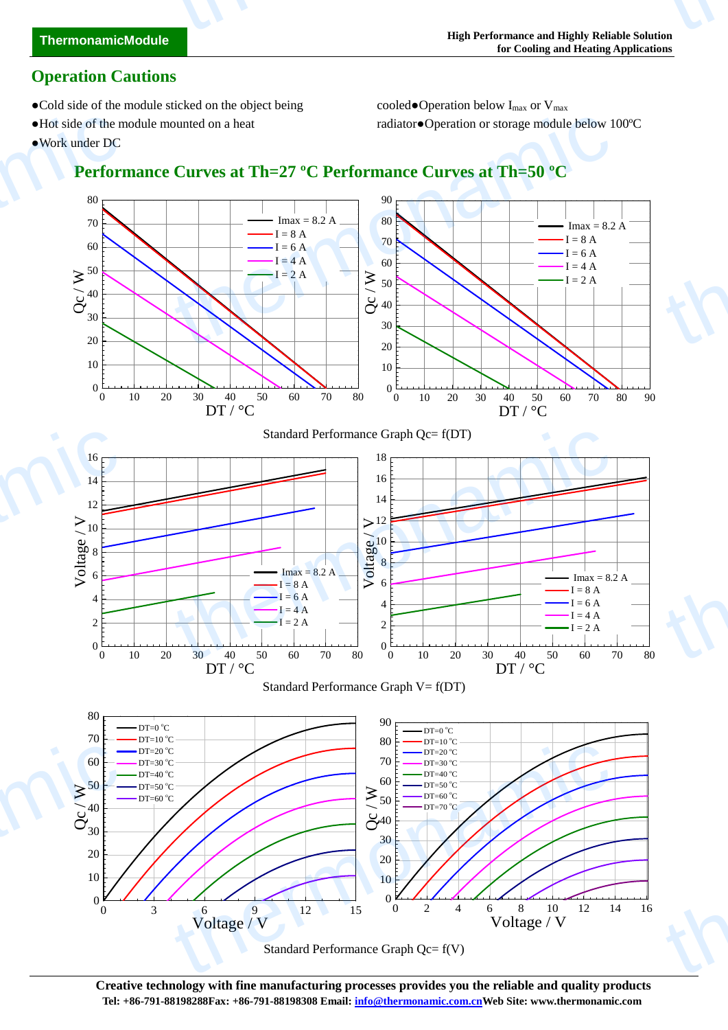## Operation Cautions

- Cold side of the module sticked on the object being cooled
- Operation below $I_{max}$ or $V_{max}$
- Hot side of the module mounted on a heat radiator
- Operation or storage module below 100ºC
- Work under DC

## Performance Curves at Th=27 ºC Performance Curves at Th=50 ºC

Standard Performance Graph Qc= f(DT)

Standard Performance Graph V= f(DT)

Standard Performance Graph Qc= f(V)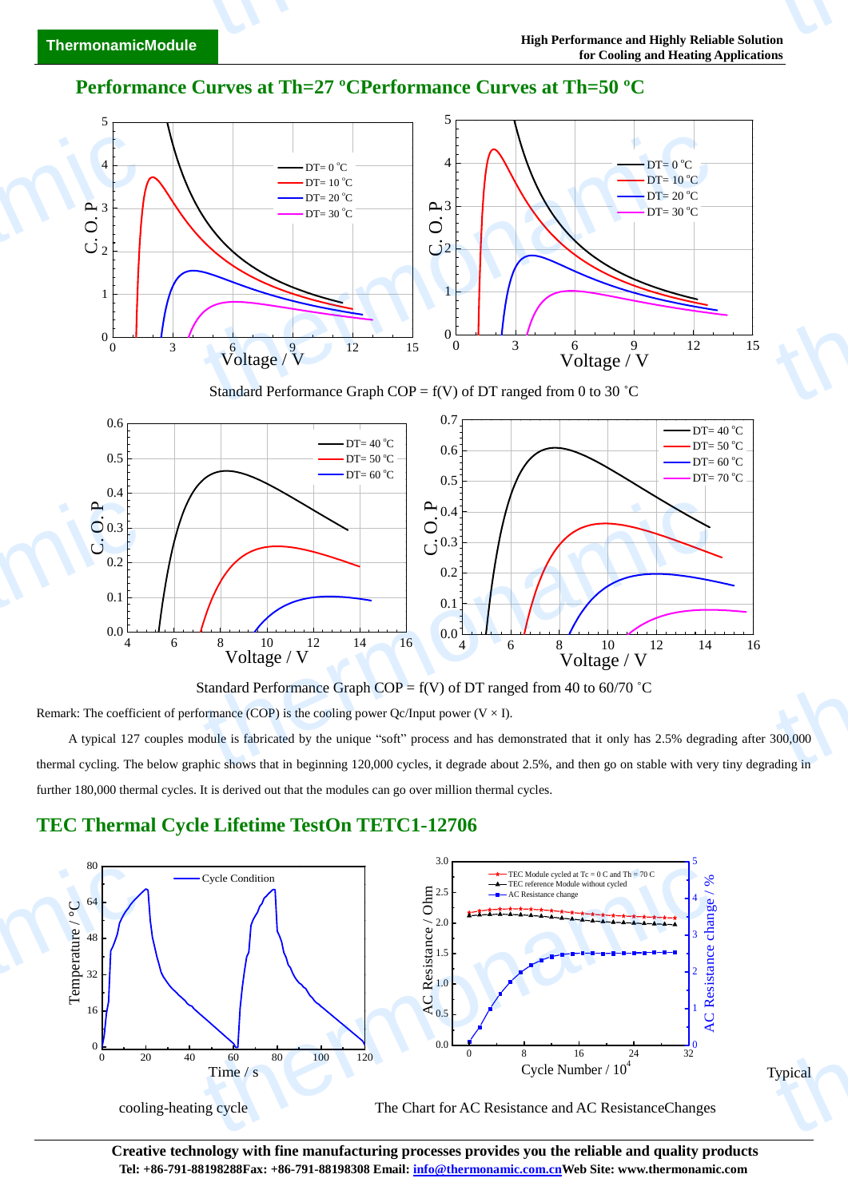## Performance Curves at Th=27 ºCPerformance Curves at Th=50 ºC

Standard Performance Graph COP = f(V) of DT ranged from 0 to 30 ˚C

Standard Performance Graph COP = f(V) of DT ranged from 40 to 60/70 ˚C

Remark: The coefficient of performance (COP) is the cooling power Qc/Input power (V × I).

A typical 127 couples module is fabricated by the unique "soft" process and has demonstrated that it only has 2.5% degrading after 300,000 thermal cycling. The below graphic shows that in beginning 120,000 cycles, it degrade about 2.5%, and then go on stable with very tiny degrading in further 180,000 thermal cycles. It is derived out that the modules can go over million thermal cycles.

## TEC Thermal Cycle Lifetime TestOn TETC1-12706

Typical cooling-heating cycle

The Chart for AC Resistance and AC ResistanceChanges

**Creative technology with fine manufacturing processes provides you the reliable and quality products**

**Tel: +86-791-88198288Fax: +86-791-88198308 Email: info@thermonamic.com.cnWeb Site: www.thermonamic.com**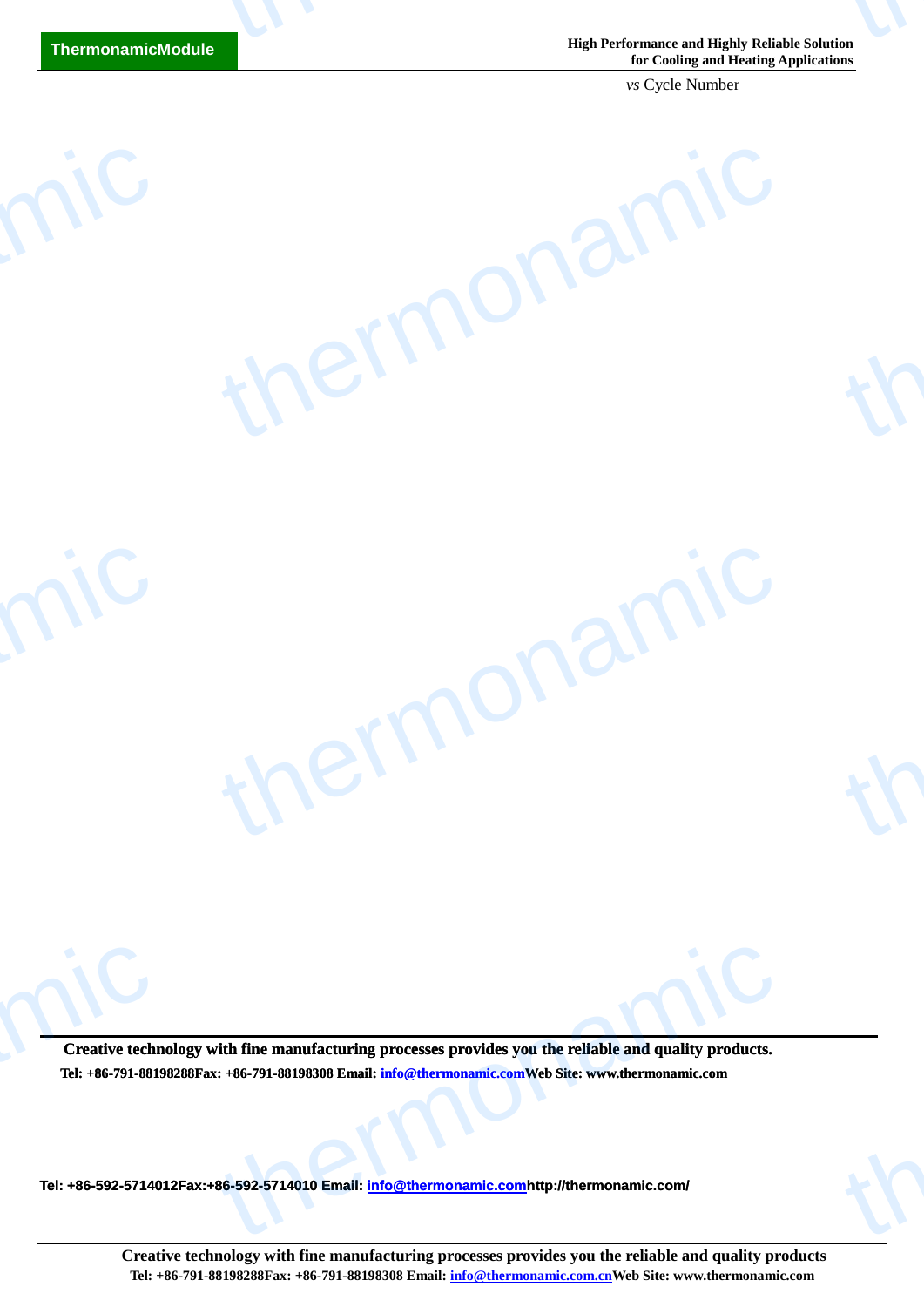*vs* Cycle Number

**Creative technology with fine manufacturing processes provides you the reliable and quality products.**

**Tel: +86-791-88198288Fax: +86-791-88198308 Email: info@thermonamic.comWeb Site: www.thermonamic.com**

**Tel: +86-592-5714012Fax:+86-592-5714010 Email: info@thermonamic.comhttp://thermonamic.com/**

**Creative technology with fine manufacturing processes provides you the reliable and quality products**

**Tel: +86-791-88198288Fax: +86-791-88198308 Email: info@thermonamic.com.cnWeb Site: www.thermonamic.com**